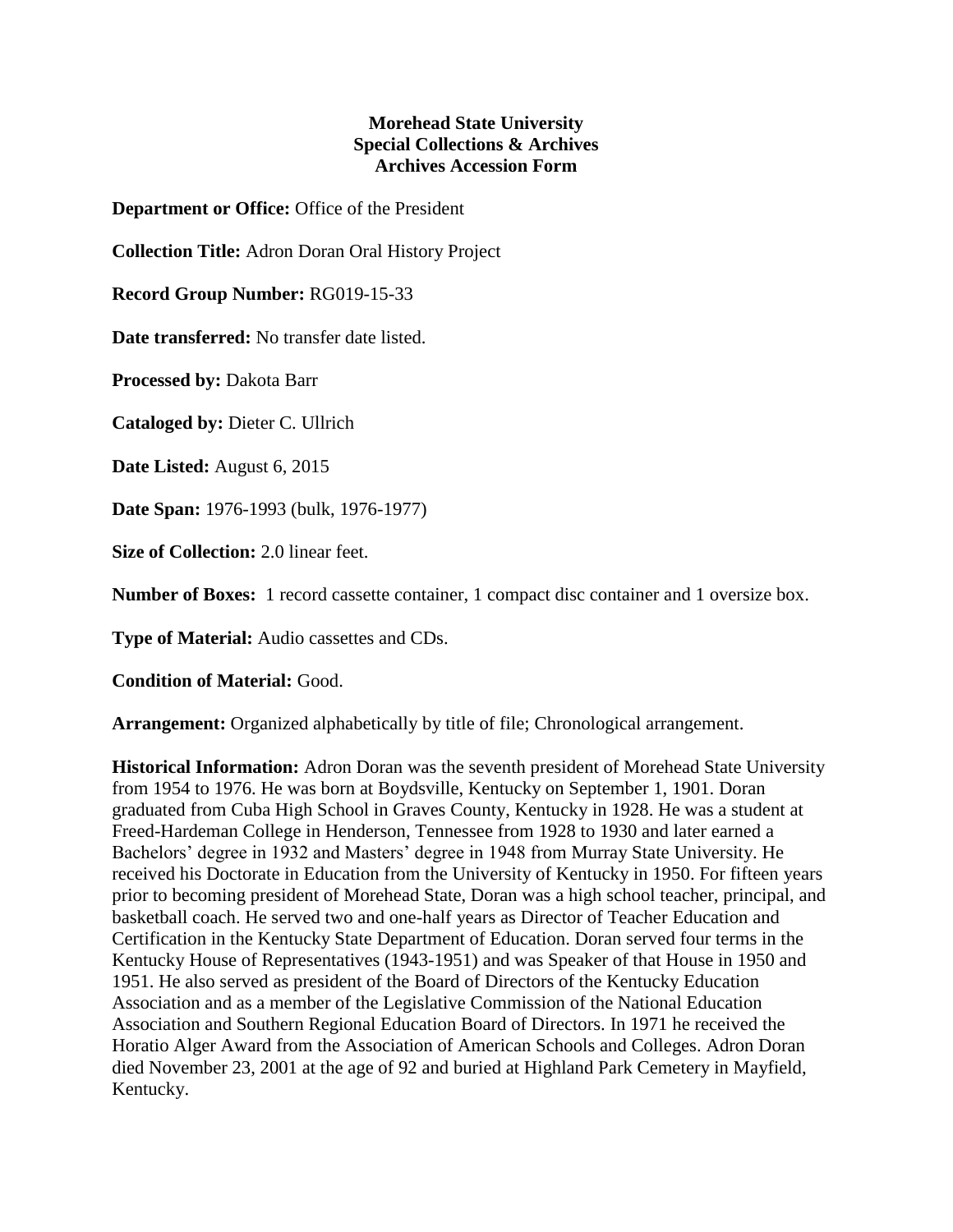**Morehead State University**
**Special Collections & Archives**
**Archives Accession Form**

**Department or Office:** Office of the President

**Collection Title:** Adron Doran Oral History Project

**Record Group Number:** RG019-15-33

**Date transferred:** No transfer date listed.

**Processed by:** Dakota Barr

**Cataloged by:** Dieter C. Ullrich

**Date Listed:** August 6, 2015

**Date Span:** 1976-1993 (bulk, 1976-1977)

**Size of Collection:** 2.0 linear feet.

**Number of Boxes:** 1 record cassette container, 1 compact disc container and 1 oversize box.

**Type of Material:** Audio cassettes and CDs.

**Condition of Material:** Good.

**Arrangement:** Organized alphabetically by title of file; Chronological arrangement.

**Historical Information:** Adron Doran was the seventh president of Morehead State University from 1954 to 1976. He was born at Boydsville, Kentucky on September 1, 1901. Doran graduated from Cuba High School in Graves County, Kentucky in 1928. He was a student at Freed-Hardeman College in Henderson, Tennessee from 1928 to 1930 and later earned a Bachelors' degree in 1932 and Masters' degree in 1948 from Murray State University. He received his Doctorate in Education from the University of Kentucky in 1950. For fifteen years prior to becoming president of Morehead State, Doran was a high school teacher, principal, and basketball coach. He served two and one-half years as Director of Teacher Education and Certification in the Kentucky State Department of Education. Doran served four terms in the Kentucky House of Representatives (1943-1951) and was Speaker of that House in 1950 and 1951. He also served as president of the Board of Directors of the Kentucky Education Association and as a member of the Legislative Commission of the National Education Association and Southern Regional Education Board of Directors. In 1971 he received the Horatio Alger Award from the Association of American Schools and Colleges. Adron Doran died November 23, 2001 at the age of 92 and buried at Highland Park Cemetery in Mayfield, Kentucky.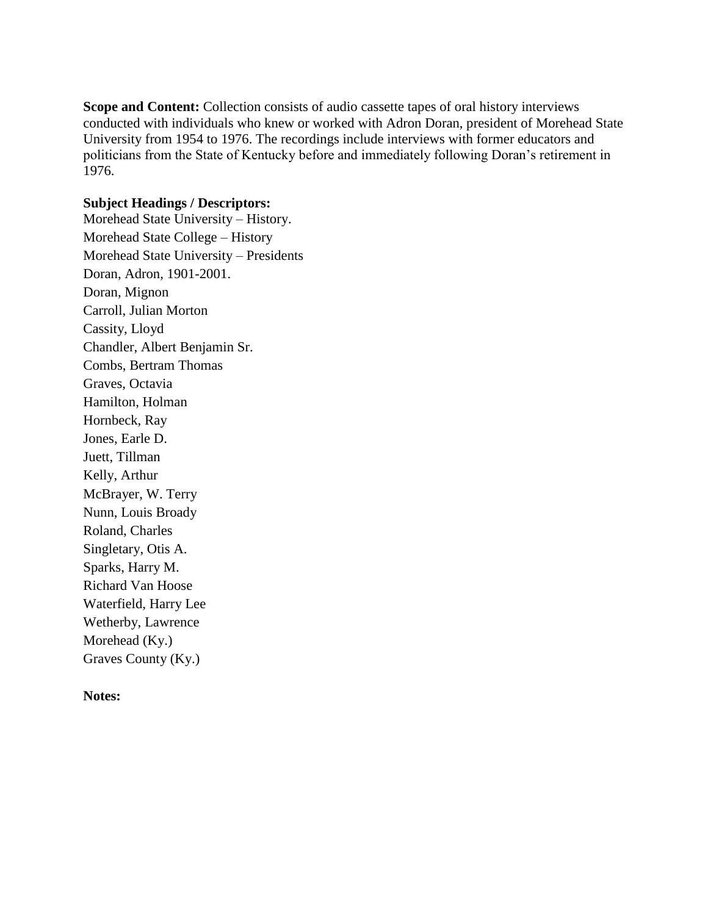**Scope and Content:** Collection consists of audio cassette tapes of oral history interviews conducted with individuals who knew or worked with Adron Doran, president of Morehead State University from 1954 to 1976. The recordings include interviews with former educators and politicians from the State of Kentucky before and immediately following Doran's retirement in 1976.

**Subject Headings / Descriptors:**

Morehead State University – History.
Morehead State College – History
Morehead State University – Presidents
Doran, Adron, 1901-2001.
Doran, Mignon
Carroll, Julian Morton
Cassity, Lloyd
Chandler, Albert Benjamin Sr.
Combs, Bertram Thomas
Graves, Octavia
Hamilton, Holman
Hornbeck, Ray
Jones, Earle D.
Juett, Tillman
Kelly, Arthur
McBrayer, W. Terry
Nunn, Louis Broady
Roland, Charles
Singletary, Otis A.
Sparks, Harry M.
Richard Van Hoose
Waterfield, Harry Lee
Wetherby, Lawrence
Morehead (Ky.)
Graves County (Ky.)

**Notes:**